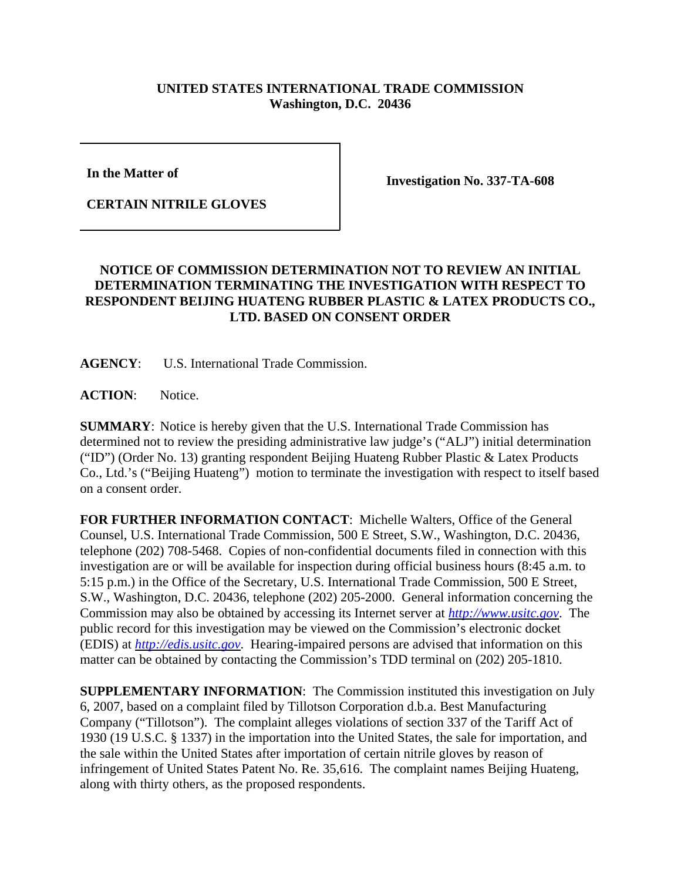**UNITED STATES INTERNATIONAL TRADE COMMISSION**
**Washington, D.C. 20436**

| In the Matter of<br><br>CERTAIN NITRILE GLOVES | Investigation No. 337-TA-608 |
|---|---|

**NOTICE OF COMMISSION DETERMINATION NOT TO REVIEW AN INITIAL DETERMINATION TERMINATING THE INVESTIGATION WITH RESPECT TO RESPONDENT BEIJING HUATENG RUBBER PLASTIC & LATEX PRODUCTS CO., LTD. BASED ON CONSENT ORDER**

**AGENCY**: U.S. International Trade Commission.

**ACTION**: Notice.

**SUMMARY**: Notice is hereby given that the U.S. International Trade Commission has determined not to review the presiding administrative law judge's ("ALJ") initial determination ("ID") (Order No. 13) granting respondent Beijing Huateng Rubber Plastic & Latex Products Co., Ltd.'s ("Beijing Huateng") motion to terminate the investigation with respect to itself based on a consent order.

**FOR FURTHER INFORMATION CONTACT**: Michelle Walters, Office of the General Counsel, U.S. International Trade Commission, 500 E Street, S.W., Washington, D.C. 20436, telephone (202) 708-5468. Copies of non-confidential documents filed in connection with this investigation are or will be available for inspection during official business hours (8:45 a.m. to 5:15 p.m.) in the Office of the Secretary, U.S. International Trade Commission, 500 E Street, S.W., Washington, D.C. 20436, telephone (202) 205-2000. General information concerning the Commission may also be obtained by accessing its Internet server at *http://www.usitc.gov*. The public record for this investigation may be viewed on the Commission's electronic docket (EDIS) at *http://edis.usitc.gov*. Hearing-impaired persons are advised that information on this matter can be obtained by contacting the Commission's TDD terminal on (202) 205-1810.

**SUPPLEMENTARY INFORMATION**: The Commission instituted this investigation on July 6, 2007, based on a complaint filed by Tillotson Corporation d.b.a. Best Manufacturing Company ("Tillotson"). The complaint alleges violations of section 337 of the Tariff Act of 1930 (19 U.S.C. § 1337) in the importation into the United States, the sale for importation, and the sale within the United States after importation of certain nitrile gloves by reason of infringement of United States Patent No. Re. 35,616. The complaint names Beijing Huateng, along with thirty others, as the proposed respondents.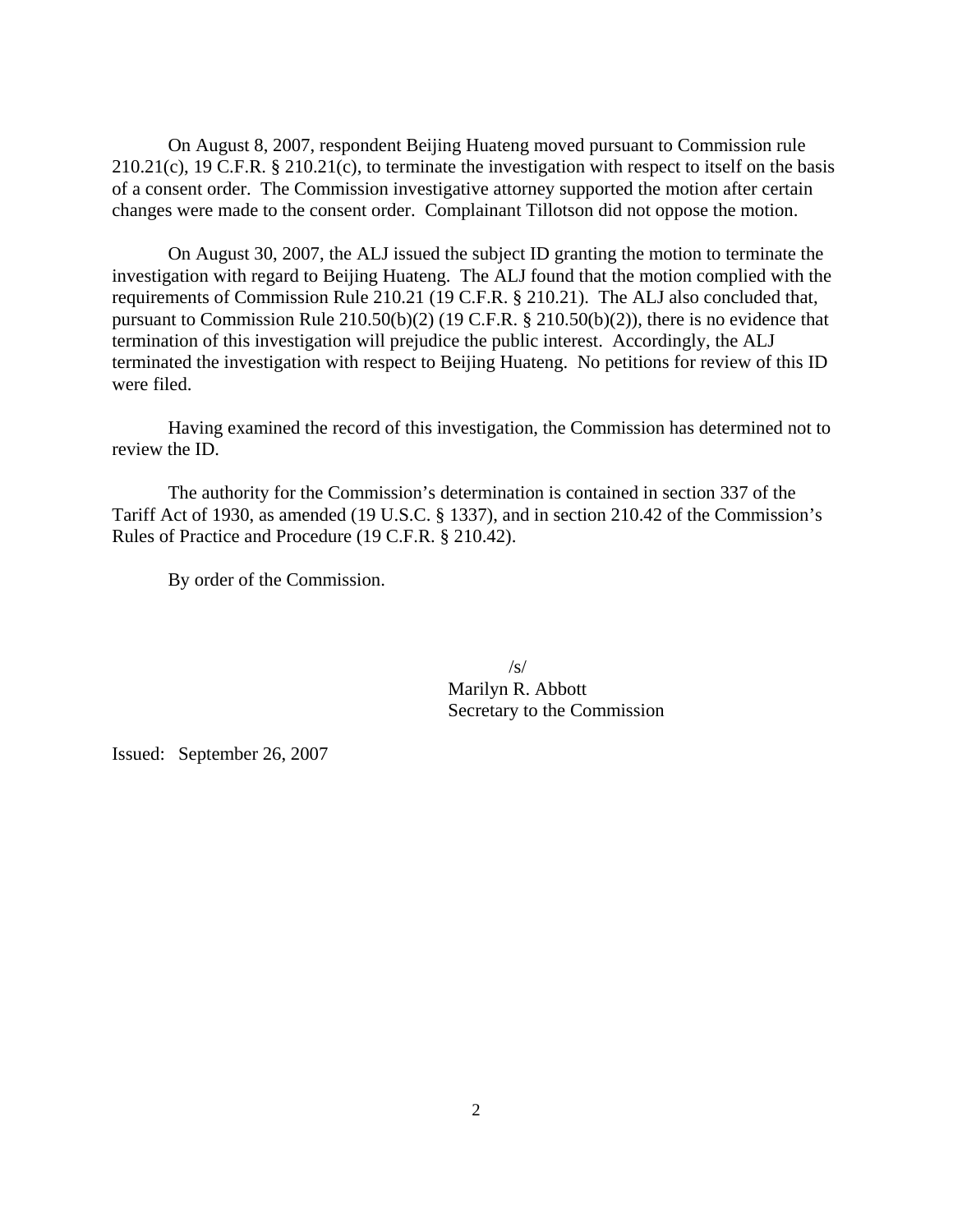On August 8, 2007, respondent Beijing Huateng moved pursuant to Commission rule 210.21(c), 19 C.F.R. § 210.21(c), to terminate the investigation with respect to itself on the basis of a consent order. The Commission investigative attorney supported the motion after certain changes were made to the consent order. Complainant Tillotson did not oppose the motion.

On August 30, 2007, the ALJ issued the subject ID granting the motion to terminate the investigation with regard to Beijing Huateng. The ALJ found that the motion complied with the requirements of Commission Rule 210.21 (19 C.F.R. § 210.21). The ALJ also concluded that, pursuant to Commission Rule 210.50(b)(2) (19 C.F.R. § 210.50(b)(2)), there is no evidence that termination of this investigation will prejudice the public interest. Accordingly, the ALJ terminated the investigation with respect to Beijing Huateng. No petitions for review of this ID were filed.

Having examined the record of this investigation, the Commission has determined not to review the ID.

The authority for the Commission's determination is contained in section 337 of the Tariff Act of 1930, as amended (19 U.S.C. § 1337), and in section 210.42 of the Commission's Rules of Practice and Procedure (19 C.F.R. § 210.42).

By order of the Commission.

/s/
Marilyn R. Abbott
Secretary to the Commission

Issued: September 26, 2007